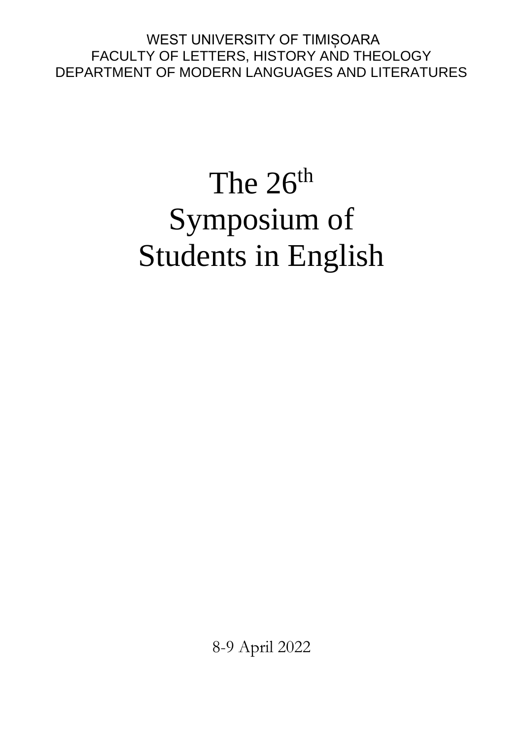WEST UNIVERSITY OF TIMIȘOARA
FACULTY OF LETTERS, HISTORY AND THEOLOGY
DEPARTMENT OF MODERN LANGUAGES AND LITERATURES

# The 26th Symposium of Students in English

8-9 April 2022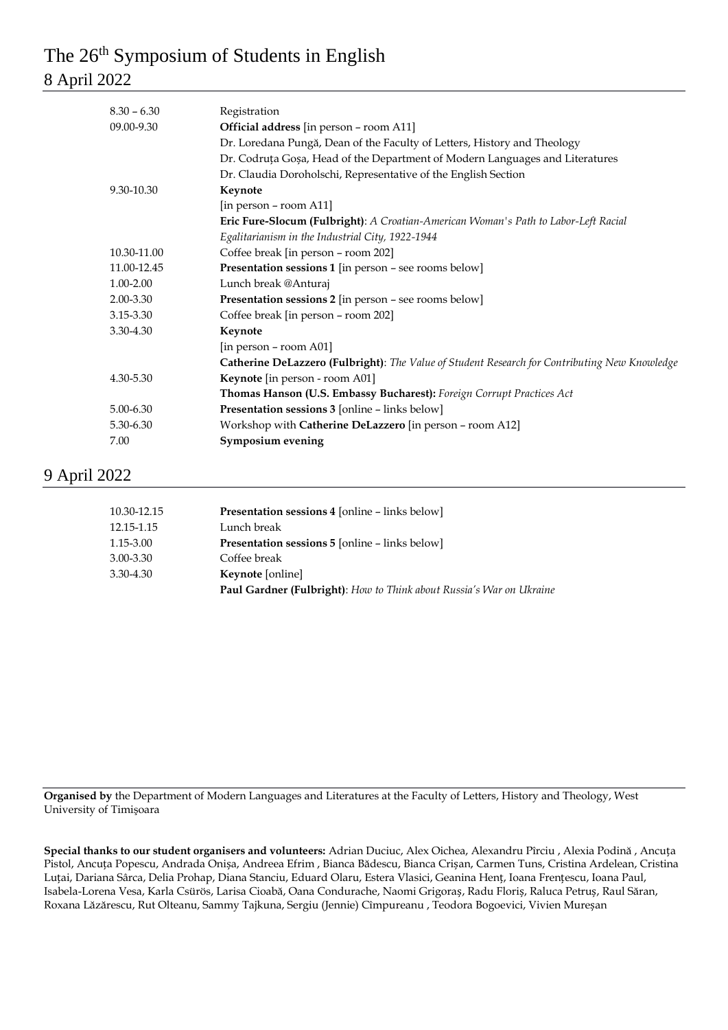# The 26th Symposium of Students in English

## 8 April 2022

| | |
|---|---|
| 8.30 – 6.30 | Registration |
| 09.00-9.30 | **Official address** [in person – room A11] |
| | Dr. Loredana Pungă, Dean of the Faculty of Letters, History and Theology |
| | Dr. Codruța Goșa, Head of the Department of Modern Languages and Literatures |
| | Dr. Claudia Doroholschi, Representative of the English Section |
| 9.30-10.30 | **Keynote** |
| | [in person – room A11] |
| | **Eric Fure-Slocum (Fulbright)**: *A Croatian-American Woman's Path to Labor-Left Racial Egalitarianism in the Industrial City, 1922-1944* |
| 10.30-11.00 | Coffee break [in person – room 202] |
| 11.00-12.45 | **Presentation sessions 1** [in person – see rooms below] |
| 1.00-2.00 | Lunch break @Anturaj |
| 2.00-3.30 | **Presentation sessions 2** [in person – see rooms below] |
| 3.15-3.30 | Coffee break [in person – room 202] |
| 3.30-4.30 | **Keynote** |
| | [in person – room A01] |
| | **Catherine DeLazzero (Fulbright)**: *The Value of Student Research for Contributing New Knowledge* |
| 4.30-5.30 | **Keynote** [in person - room A01] |
| | **Thomas Hanson (U.S. Embassy Bucharest):** *Foreign Corrupt Practices Act* |
| 5.00-6.30 | **Presentation sessions 3** [online – links below] |
| 5.30-6.30 | Workshop with **Catherine DeLazzero** [in person – room A12] |
| 7.00 | **Symposium evening** |

## 9 April 2022

| | |
|---|---|
| 10.30-12.15 | **Presentation sessions 4** [online – links below] |
| 12.15-1.15 | Lunch break |
| 1.15-3.00 | **Presentation sessions 5** [online – links below] |
| 3.00-3.30 | Coffee break |
| 3.30-4.30 | **Keynote** [online] |
| | **Paul Gardner (Fulbright)**: *How to Think about Russia's War on Ukraine* |

**Organised by** the Department of Modern Languages and Literatures at the Faculty of Letters, History and Theology, West University of Timişoara

**Special thanks to our student organisers and volunteers:** Adrian Duciuc, Alex Oichea, Alexandru Pîrciu , Alexia Podină , Ancuța Pistol, Ancuța Popescu, Andrada Onișa, Andreea Efrim , Bianca Bădescu, Bianca Crișan, Carmen Tuns, Cristina Ardelean, Cristina Luțai, Dariana Sârca, Delia Prohap, Diana Stanciu, Eduard Olaru, Estera Vlasici, Geanina Henț, Ioana Frențescu, Ioana Paul, Isabela-Lorena Vesa, Karla Csürös, Larisa Cioabă, Oana Condurache, Naomi Grigoraș, Radu Floriș, Raluca Petruș, Raul Săran, Roxana Lăzărescu, Rut Olteanu, Sammy Tajkuna, Sergiu (Jennie) Cîmpureanu , Teodora Bogoevici, Vivien Mureșan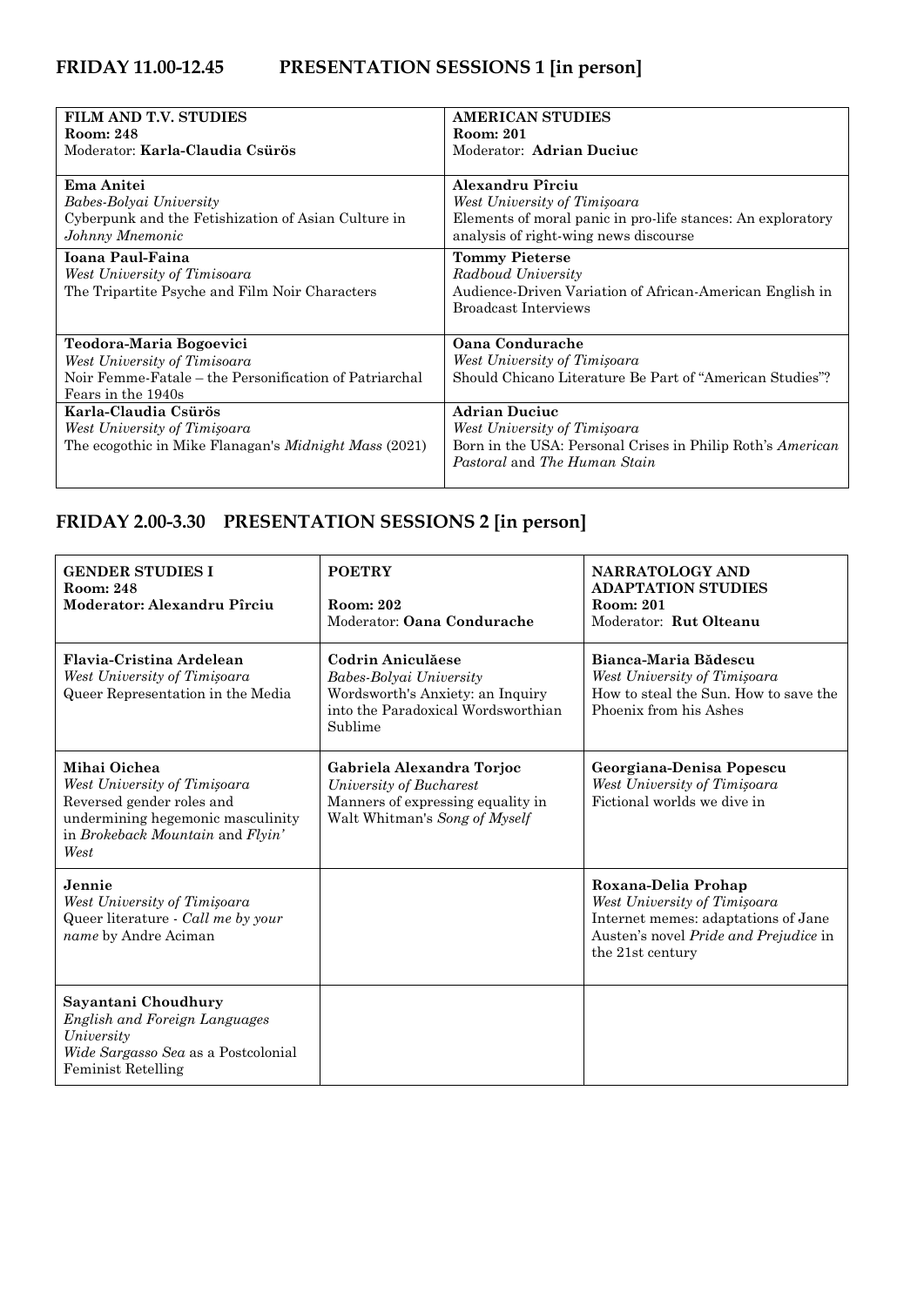## FRIDAY 11.00-12.45 PRESENTATION SESSIONS 1 [in person]

| **FILM AND T.V. STUDIES**<br>**Room: 248**<br>Moderator: **Karla-Claudia Csürös** | **AMERICAN STUDIES**<br>**Room: 201**<br>Moderator: **Adrian Duciuc** |
|---|---|
| **Ema Anitei**<br>*Babes-Bolyai University*<br>Cyberpunk and the Fetishization of Asian Culture in *Johnny Mnemonic* | **Alexandru Pîrciu**<br>*West University of Timişoara*<br>Elements of moral panic in pro-life stances: An exploratory analysis of right-wing news discourse |
| **Ioana Paul-Faina**<br>*West University of Timisoara*<br>The Tripartite Psyche and Film Noir Characters | **Tommy Pieterse**<br>*Radboud University*<br>Audience-Driven Variation of African-American English in Broadcast Interviews |
| **Teodora-Maria Bogoevici**<br>*West University of Timisoara*<br>Noir Femme-Fatale – the Personification of Patriarchal Fears in the 1940s | **Oana Condurache**<br>*West University of Timişoara*<br>Should Chicano Literature Be Part of "American Studies"? |
| **Karla-Claudia Csürös**<br>*West University of Timişoara*<br>The ecogothic in Mike Flanagan's *Midnight Mass* (2021) | **Adrian Duciuc**<br>*West University of Timişoara*<br>Born in the USA: Personal Crises in Philip Roth's *American Pastoral* and *The Human Stain* |

## FRIDAY 2.00-3.30 PRESENTATION SESSIONS 2 [in person]

| **GENDER STUDIES I**<br>**Room: 248**<br>**Moderator: Alexandru Pîrciu** | **POETRY**<br>**Room: 202**<br>Moderator: **Oana Condurache** | **NARRATOLOGY AND ADAPTATION STUDIES**<br>**Room: 201**<br>Moderator: **Rut Olteanu** |
|---|---|---|
| **Flavia-Cristina Ardelean**<br>*West University of Timişoara*<br>Queer Representation in the Media | **Codrin Aniculăese**<br>*Babes-Bolyai University*<br>Wordsworth's Anxiety: an Inquiry into the Paradoxical Wordsworthian Sublime | **Bianca-Maria Bădescu**<br>*West University of Timişoara*<br>How to steal the Sun. How to save the Phoenix from his Ashes |
| **Mihai Oichea**<br>*West University of Timişoara*<br>Reversed gender roles and undermining hegemonic masculinity in *Brokeback Mountain* and *Flyin' West* | **Gabriela Alexandra Torjoc**<br>*University of Bucharest*<br>Manners of expressing equality in Walt Whitman's *Song of Myself* | **Georgiana-Denisa Popescu**<br>*West University of Timişoara*<br>Fictional worlds we dive in |
| **Jennie**<br>*West University of Timişoara*<br>Queer literature - *Call me by your name* by Andre Aciman | | **Roxana-Delia Prohap**<br>*West University of Timişoara*<br>Internet memes: adaptations of Jane Austen's novel *Pride and Prejudice* in the 21st century |
| **Sayantani Choudhury**<br>*English and Foreign Languages University*<br>*Wide Sargasso Sea* as a Postcolonial Feminist Retelling | | |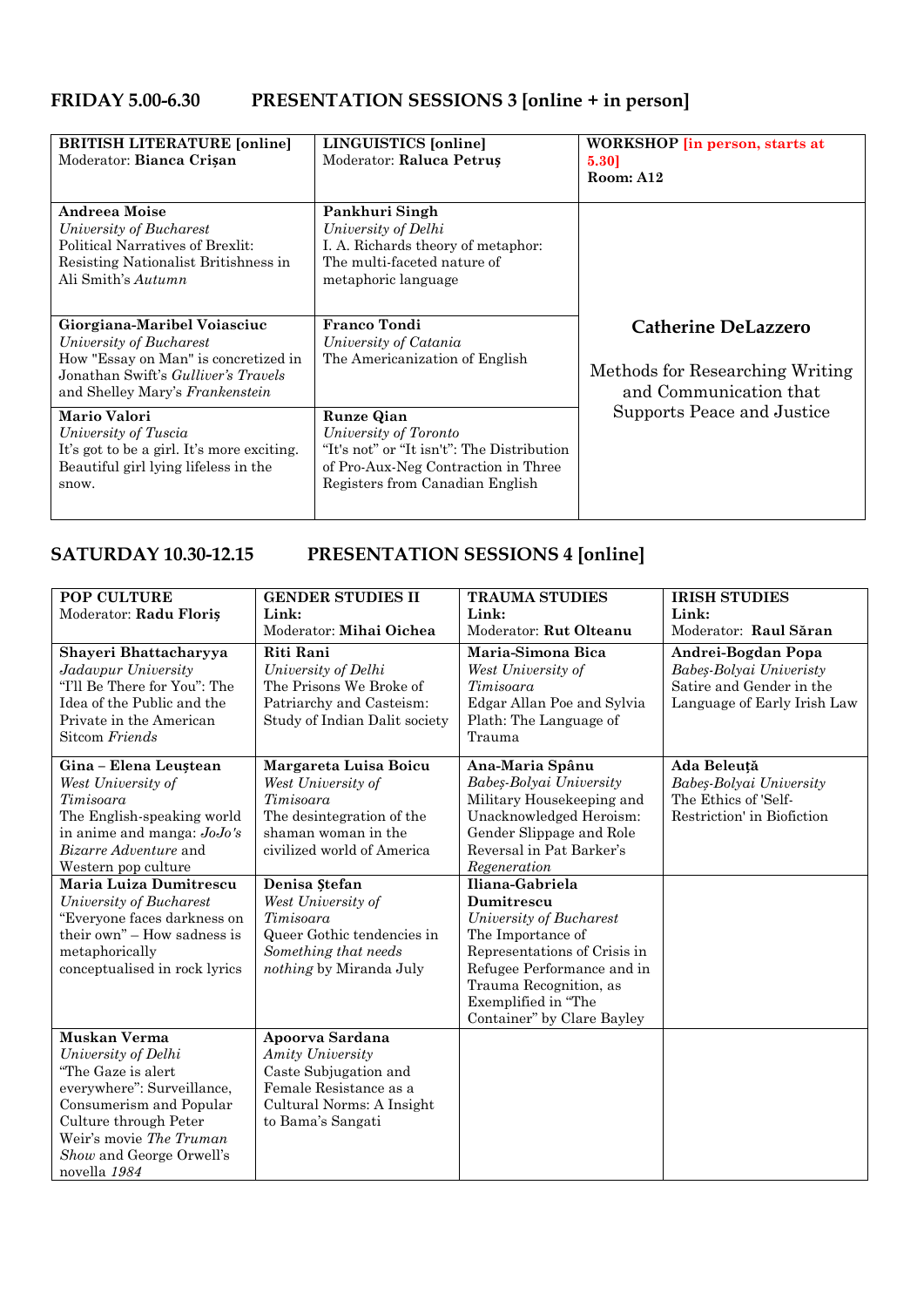## FRIDAY 5.00-6.30 PRESENTATION SESSIONS 3 [online + in person]

| **BRITISH LITERATURE [online]**<br>Moderator: **Bianca Crișan** | **LINGUISTICS [online]**<br>Moderator: **Raluca Petruș** | **WORKSHOP [in person, starts at 5.30]**<br>**Room: A12** |
|---|---|---|
| **Andreea Moise**<br>*University of Bucharest*<br>Political Narratives of Brexlit: Resisting Nationalist Britishness in Ali Smith's *Autumn* | **Pankhuri Singh**<br>*University of Delhi*<br>I. A. Richards theory of metaphor: The multi-faceted nature of metaphoric language | **Catherine DeLazzero**<br><br>Methods for Researching Writing and Communication that Supports Peace and Justice |
| **Giorgiana-Maribel Voiasciuc**<br>*University of Bucharest*<br>How "Essay on Man" is concretized in Jonathan Swift's *Gulliver's Travels* and Shelley Mary's *Frankenstein* | **Franco Tondi**<br>*University of Catania*<br>The Americanization of English | |
| **Mario Valori**<br>*University of Tuscia*<br>It's got to be a girl. It's more exciting. Beautiful girl lying lifeless in the snow. | **Runze Qian**<br>*University of Toronto*<br>"It's not" or "It isn't": The Distribution of Pro-Aux-Neg Contraction in Three Registers from Canadian English | |

## SATURDAY 10.30-12.15 PRESENTATION SESSIONS 4 [online]

| **POP CULTURE**<br>Moderator: **Radu Floriș** | **GENDER STUDIES II**<br>**Link:**<br>Moderator: **Mihai Oichea** | **TRAUMA STUDIES**<br>**Link:**<br>Moderator: **Rut Olteanu** | **IRISH STUDIES**<br>**Link:**<br>Moderator: **Raul Săran** |
|---|---|---|---|
| **Shayeri Bhattacharyya**<br>*Jadavpur University*<br>"I'll Be There for You": The Idea of the Public and the Private in the American Sitcom *Friends* | **Riti Rani**<br>*University of Delhi*<br>The Prisons We Broke of Patriarchy and Casteism: Study of Indian Dalit society | **Maria-Simona Bica**<br>*West University of Timisoara*<br>Edgar Allan Poe and Sylvia Plath: The Language of Trauma | **Andrei-Bogdan Popa**<br>*Babeș-Bolyai Univeristy*<br>Satire and Gender in the Language of Early Irish Law |
| **Gina – Elena Leuștean**<br>*West University of Timisoara*<br>The English-speaking world in anime and manga: *JoJo's Bizarre Adventure* and Western pop culture | **Margareta Luisa Boicu**<br>*West University of Timisoara*<br>The desintegration of the shaman woman in the civilized world of America | **Ana-Maria Spânu**<br>*Babeș-Bolyai University*<br>Military Housekeeping and Unacknowledged Heroism: Gender Slippage and Role Reversal in Pat Barker's *Regeneration* | **Ada Beleuță**<br>*Babeș-Bolyai University*<br>The Ethics of 'Self-Restriction' in Biofiction |
| **Maria Luiza Dumitrescu**<br>*University of Bucharest*<br>"Everyone faces darkness on their own" – How sadness is metaphorically conceptualised in rock lyrics | **Denisa Ștefan**<br>*West University of Timisoara*<br>Queer Gothic tendencies in *Something that needs nothing* by Miranda July | **Iliana-Gabriela Dumitrescu**<br>*University of Bucharest*<br>The Importance of Representations of Crisis in Refugee Performance and in Trauma Recognition, as Exemplified in "The Container" by Clare Bayley | |
| **Muskan Verma**<br>*University of Delhi*<br>"The Gaze is alert everywhere": Surveillance, Consumerism and Popular Culture through Peter Weir's movie *The Truman Show* and George Orwell's novella *1984* | **Apoorva Sardana**<br>*Amity University*<br>Caste Subjugation and Female Resistance as a Cultural Norms: A Insight to Bama's Sangati | | |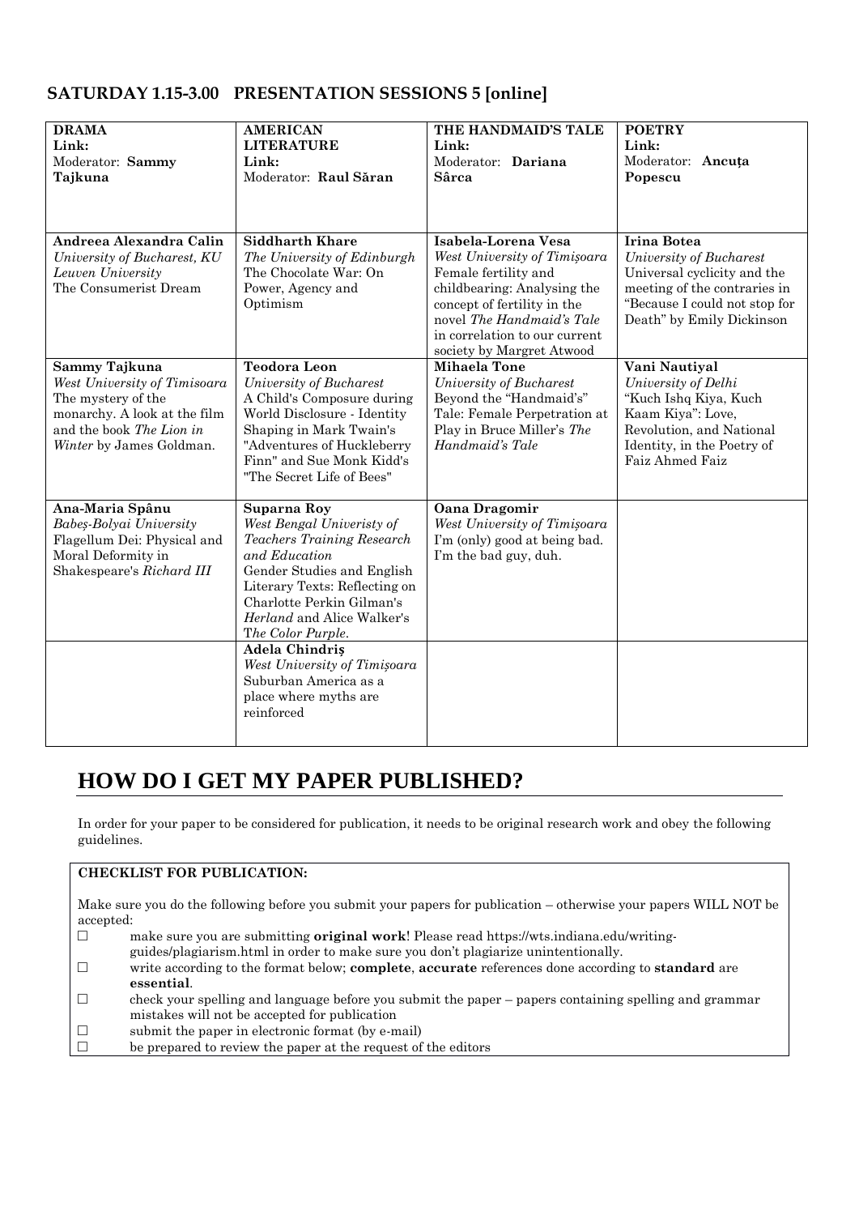## SATURDAY 1.15-3.00 PRESENTATION SESSIONS 5 [online]

| **DRAMA**<br>**Link:**<br>Moderator: **Sammy Tajkuna** | **AMERICAN LITERATURE**<br>**Link:**<br>Moderator: **Raul Săran** | **THE HANDMAID'S TALE**<br>**Link:**<br>Moderator: **Dariana Sârca** | **POETRY**<br>**Link:**<br>Moderator: **Ancuța Popescu** |
|---|---|---|---|
| **Andreea Alexandra Calin**<br>*University of Bucharest, KU Leuven University*<br>The Consumerist Dream | **Siddharth Khare**<br>*The University of Edinburgh*<br>The Chocolate War: On Power, Agency and Optimism | **Isabela-Lorena Vesa**<br>*West University of Timişoara*<br>Female fertility and childbearing: Analysing the concept of fertility in the novel *The Handmaid's Tale* in correlation to our current society by Margret Atwood | **Irina Botea**<br>*University of Bucharest*<br>Universal cyclicity and the meeting of the contraries in "Because I could not stop for Death" by Emily Dickinson |
| **Sammy Tajkuna**<br>*West University of Timisoara*<br>The mystery of the monarchy. A look at the film and the book *The Lion in Winter* by James Goldman. | **Teodora Leon**<br>*University of Bucharest*<br>A Child's Composure during World Disclosure - Identity Shaping in Mark Twain's "Adventures of Huckleberry Finn" and Sue Monk Kidd's "The Secret Life of Bees" | **Mihaela Tone**<br>*University of Bucharest*<br>Beyond the "Handmaid's" Tale: Female Perpetration at Play in Bruce Miller's *The Handmaid's Tale* | **Vani Nautiyal**<br>*University of Delhi*<br>"Kuch Ishq Kiya, Kuch Kaam Kiya": Love, Revolution, and National Identity, in the Poetry of Faiz Ahmed Faiz |
| **Ana-Maria Spânu**<br>*Babeș-Bolyai University*<br>Flagellum Dei: Physical and Moral Deformity in Shakespeare's *Richard III* | **Suparna Roy**<br>*West Bengal Univeristy of Teachers Training Research and Education*<br>Gender Studies and English Literary Texts: Reflecting on Charlotte Perkin Gilman's *Herland* and Alice Walker's *The Color Purple*. | **Oana Dragomir**<br>*West University of Timişoara*<br>I'm (only) good at being bad. I'm the bad guy, duh. | |
| | **Adela Chindriș**<br>*West University of Timişoara*<br>Suburban America as a place where myths are reinforced | | |

# HOW DO I GET MY PAPER PUBLISHED?

In order for your paper to be considered for publication, it needs to be original research work and obey the following guidelines.

**CHECKLIST FOR PUBLICATION:**

Make sure you do the following before you submit your papers for publication – otherwise your papers WILL NOT be accepted:

- ☐ make sure you are submitting **original work**! Please read https://wts.indiana.edu/writing-guides/plagiarism.html in order to make sure you don't plagiarize unintentionally.
- ☐ write according to the format below; **complete**, **accurate** references done according to **standard** are **essential**.
- ☐ check your spelling and language before you submit the paper – papers containing spelling and grammar mistakes will not be accepted for publication
- ☐ submit the paper in electronic format (by e-mail)
- ☐ be prepared to review the paper at the request of the editors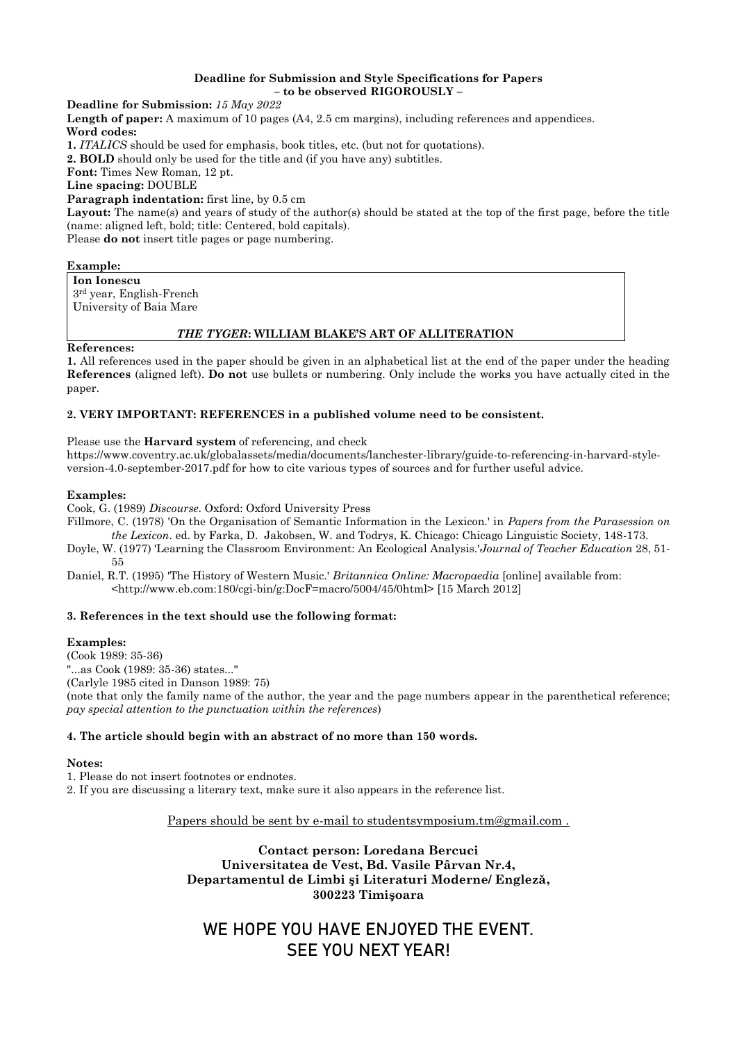**Deadline for Submission and Style Specifications for Papers**
**– to be observed RIGOROUSLY –**

**Deadline for Submission:** *15 May 2022*

**Length of paper:** A maximum of 10 pages (A4, 2.5 cm margins), including references and appendices.

**Word codes:**

**1.** *ITALICS* should be used for emphasis, book titles, etc. (but not for quotations).

**2. BOLD** should only be used for the title and (if you have any) subtitles.

**Font:** Times New Roman, 12 pt.

**Line spacing:** DOUBLE

**Paragraph indentation:** first line, by 0.5 cm

**Layout:** The name(s) and years of study of the author(s) should be stated at the top of the first page, before the title (name: aligned left, bold; title: Centered, bold capitals).

Please **do not** insert title pages or page numbering.

**Example:**

> **Ion Ionescu**
> 3rd year, English-French
> University of Baia Mare
>
> ***THE TYGER*: WILLIAM BLAKE'S ART OF ALLITERATION**

**References:**

**1.** All references used in the paper should be given in an alphabetical list at the end of the paper under the heading **References** (aligned left). **Do not** use bullets or numbering. Only include the works you have actually cited in the paper.

**2. VERY IMPORTANT: REFERENCES in a published volume need to be consistent.**

Please use the **Harvard system** of referencing, and check https://www.coventry.ac.uk/globalassets/media/documents/lanchester-library/guide-to-referencing-in-harvard-style-version-4.0-september-2017.pdf for how to cite various types of sources and for further useful advice.

**Examples:**

Cook, G. (1989) *Discourse*. Oxford: Oxford University Press

Fillmore, C. (1978) 'On the Organisation of Semantic Information in the Lexicon.' in *Papers from the Parasession on the Lexicon*. ed. by Farka, D. Jakobsen, W. and Todrys, K. Chicago: Chicago Linguistic Society, 148-173.

Doyle, W. (1977) 'Learning the Classroom Environment: An Ecological Analysis.'*Journal of Teacher Education* 28, 51-55

Daniel, R.T. (1995) 'The History of Western Music.' *Britannica Online: Macropaedia* [online] available from: <http://www.eb.com:180/cgi-bin/g:DocF=macro/5004/45/0html> [15 March 2012]

**3. References in the text should use the following format:**

**Examples:**

(Cook 1989: 35-36)

"...as Cook (1989: 35-36) states..."

(Carlyle 1985 cited in Danson 1989: 75)

(note that only the family name of the author, the year and the page numbers appear in the parenthetical reference; *pay special attention to the punctuation within the references*)

**4. The article should begin with an abstract of no more than 150 words.**

**Notes:**

1. Please do not insert footnotes or endnotes.
2. If you are discussing a literary text, make sure it also appears in the reference list.

Papers should be sent by e-mail to studentsymposium.tm@gmail.com .

**Contact person: Loredana Bercuci**
**Universitatea de Vest, Bd. Vasile Pârvan Nr.4,**
**Departamentul de Limbi şi Literaturi Moderne/ Engleză,**
**300223 Timişoara**

WE HOPE YOU HAVE ENJOYED THE EVENT.
SEE YOU NEXT YEAR!